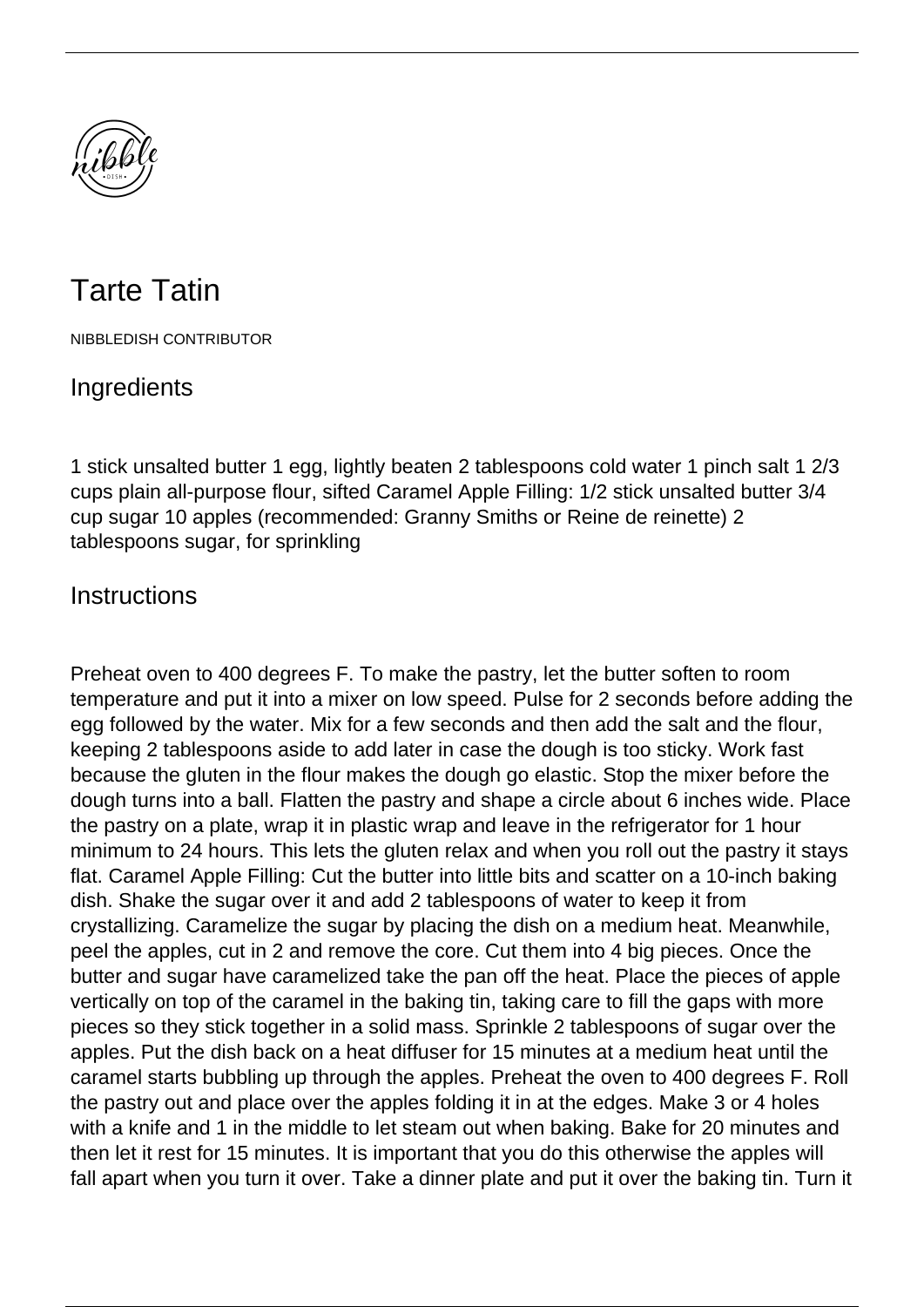# Tarte Tatin

NIBBLEDISH CONTRIBUTOR

## Ingredients

1 stick unsalted butter 1 egg, lightly beaten 2 tablespoons cold water 1 pinch salt 1 2/3 cups plain all-purpose flour, sifted Caramel Apple Filling: 1/2 stick unsalted butter 3/4 cup sugar 10 apples (recommended: Granny Smiths or Reine de reinette) 2 tablespoons sugar, for sprinkling

## Instructions

Preheat oven to 400 degrees F. To make the pastry, let the butter soften to room temperature and put it into a mixer on low speed. Pulse for 2 seconds before adding the egg followed by the water. Mix for a few seconds and then add the salt and the flour, keeping 2 tablespoons aside to add later in case the dough is too sticky. Work fast because the gluten in the flour makes the dough go elastic. Stop the mixer before the dough turns into a ball. Flatten the pastry and shape a circle about 6 inches wide. Place the pastry on a plate, wrap it in plastic wrap and leave in the refrigerator for 1 hour minimum to 24 hours. This lets the gluten relax and when you roll out the pastry it stays flat. Caramel Apple Filling: Cut the butter into little bits and scatter on a 10-inch baking dish. Shake the sugar over it and add 2 tablespoons of water to keep it from crystallizing. Caramelize the sugar by placing the dish on a medium heat. Meanwhile, peel the apples, cut in 2 and remove the core. Cut them into 4 big pieces. Once the butter and sugar have caramelized take the pan off the heat. Place the pieces of apple vertically on top of the caramel in the baking tin, taking care to fill the gaps with more pieces so they stick together in a solid mass. Sprinkle 2 tablespoons of sugar over the apples. Put the dish back on a heat diffuser for 15 minutes at a medium heat until the caramel starts bubbling up through the apples. Preheat the oven to 400 degrees F. Roll the pastry out and place over the apples folding it in at the edges. Make 3 or 4 holes with a knife and 1 in the middle to let steam out when baking. Bake for 20 minutes and then let it rest for 15 minutes. It is important that you do this otherwise the apples will fall apart when you turn it over. Take a dinner plate and put it over the baking tin. Turn it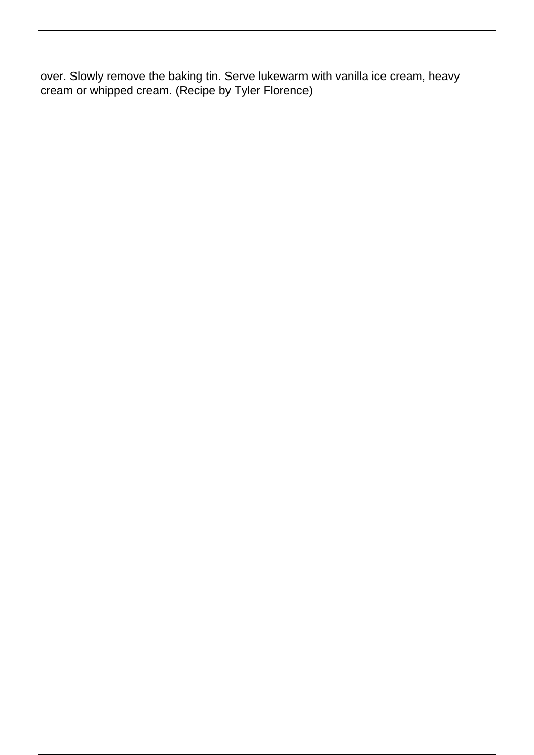over. Slowly remove the baking tin. Serve lukewarm with vanilla ice cream, heavy cream or whipped cream. (Recipe by Tyler Florence)